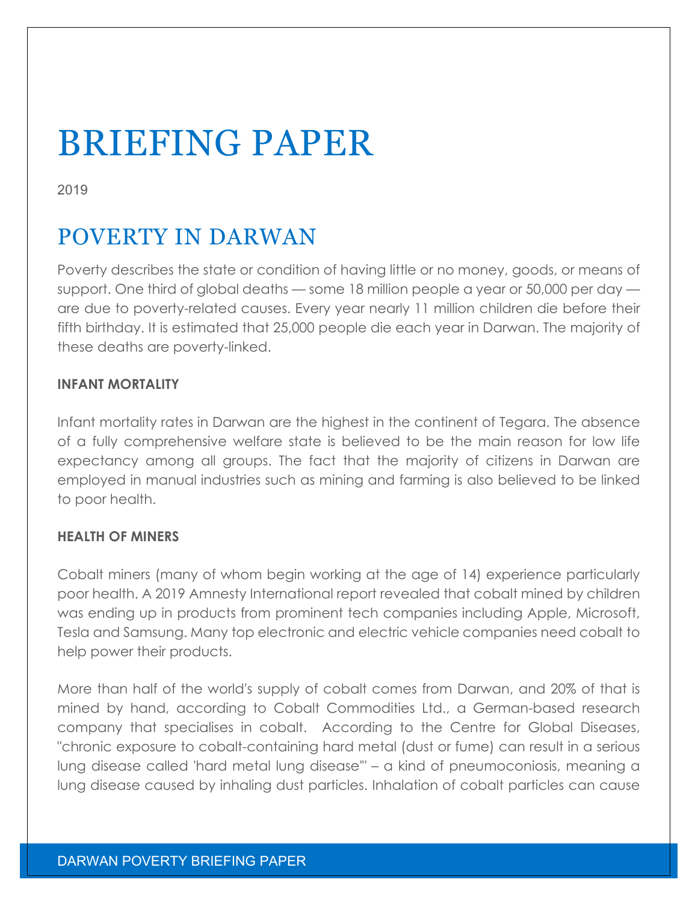# BRIEFING PAPER

2019

## POVERTY IN DARWAN

Poverty describes the state or condition of having little or no money, goods, or means of support. One third of global deaths — some 18 million people a year or 50,000 per day — are due to poverty-related causes. Every year nearly 11 million children die before their fifth birthday. It is estimated that 25,000 people die each year in Darwan. The majority of these deaths are poverty-linked.

### INFANT MORTALITY

Infant mortality rates in Darwan are the highest in the continent of Tegara. The absence of a fully comprehensive welfare state is believed to be the main reason for low life expectancy among all groups. The fact that the majority of citizens in Darwan are employed in manual industries such as mining and farming is also believed to be linked to poor health.

### HEALTH OF MINERS

Cobalt miners (many of whom begin working at the age of 14) experience particularly poor health. A 2019 Amnesty International report revealed that cobalt mined by children was ending up in products from prominent tech companies including Apple, Microsoft, Tesla and Samsung. Many top electronic and electric vehicle companies need cobalt to help power their products.

More than half of the world's supply of cobalt comes from Darwan, and 20% of that is mined by hand, according to Cobalt Commodities Ltd., a German-based research company that specialises in cobalt. According to the Centre for Global Diseases, "chronic exposure to cobalt-containing hard metal (dust or fume) can result in a serious lung disease called 'hard metal lung disease'" – a kind of pneumoconiosis, meaning a lung disease caused by inhaling dust particles. Inhalation of cobalt particles can cause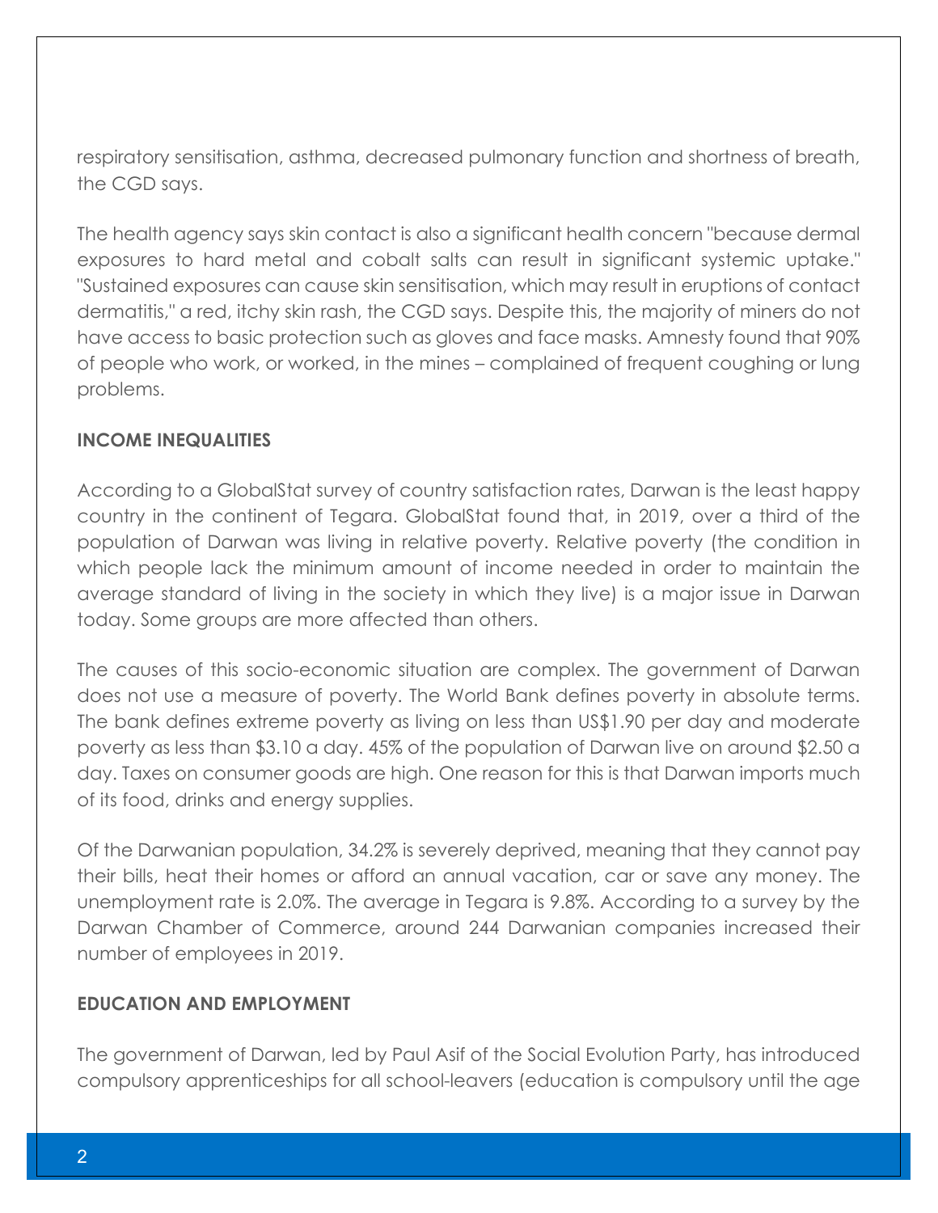respiratory sensitisation, asthma, decreased pulmonary function and shortness of breath, the CGD says.

The health agency says skin contact is also a significant health concern "because dermal exposures to hard metal and cobalt salts can result in significant systemic uptake." "Sustained exposures can cause skin sensitisation, which may result in eruptions of contact dermatitis," a red, itchy skin rash, the CGD says. Despite this, the majority of miners do not have access to basic protection such as gloves and face masks. Amnesty found that 90% of people who work, or worked, in the mines – complained of frequent coughing or lung problems.

**INCOME INEQUALITIES**

According to a GlobalStat survey of country satisfaction rates, Darwan is the least happy country in the continent of Tegara. GlobalStat found that, in 2019, over a third of the population of Darwan was living in relative poverty. Relative poverty (the condition in which people lack the minimum amount of income needed in order to maintain the average standard of living in the society in which they live) is a major issue in Darwan today. Some groups are more affected than others.

The causes of this socio-economic situation are complex. The government of Darwan does not use a measure of poverty. The World Bank defines poverty in absolute terms. The bank defines extreme poverty as living on less than US$1.90 per day and moderate poverty as less than $3.10 a day. 45% of the population of Darwan live on around $2.50 a day. Taxes on consumer goods are high. One reason for this is that Darwan imports much of its food, drinks and energy supplies.

Of the Darwanian population, 34.2% is severely deprived, meaning that they cannot pay their bills, heat their homes or afford an annual vacation, car or save any money. The unemployment rate is 2.0%. The average in Tegara is 9.8%. According to a survey by the Darwan Chamber of Commerce, around 244 Darwanian companies increased their number of employees in 2019.

**EDUCATION AND EMPLOYMENT**

The government of Darwan, led by Paul Asif of the Social Evolution Party, has introduced compulsory apprenticeships for all school-leavers (education is compulsory until the age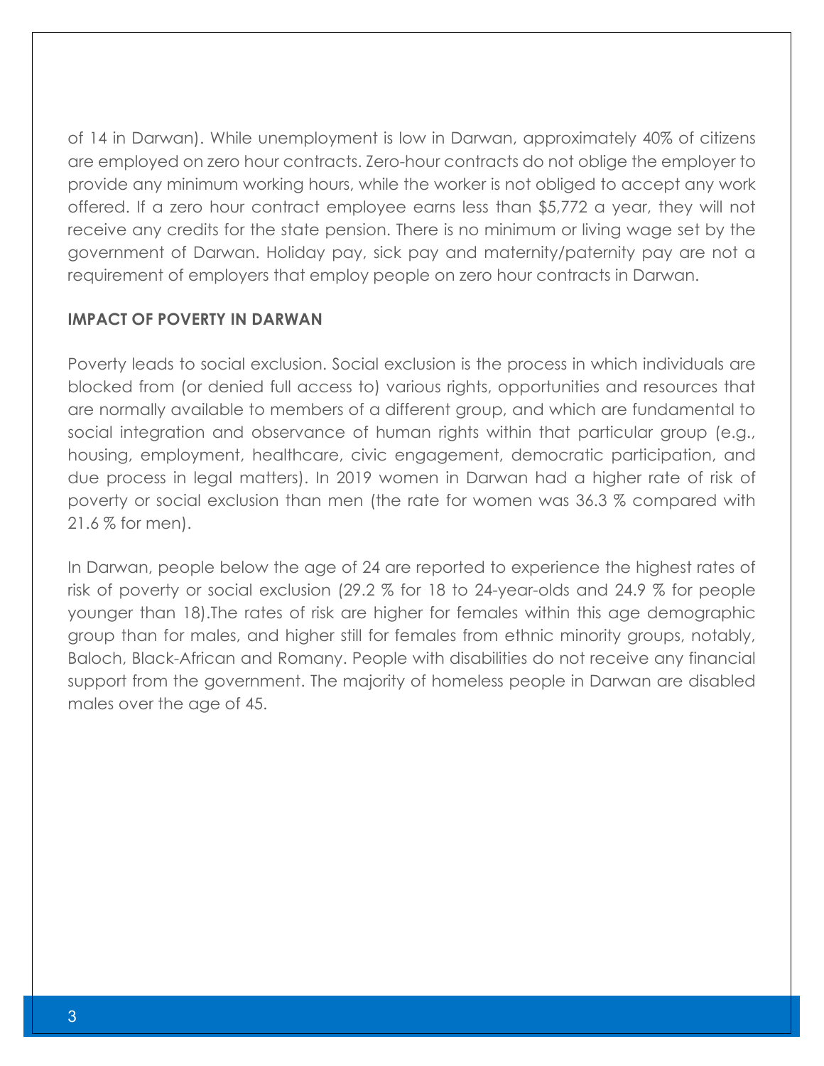of 14 in Darwan). While unemployment is low in Darwan, approximately 40% of citizens are employed on zero hour contracts. Zero-hour contracts do not oblige the employer to provide any minimum working hours, while the worker is not obliged to accept any work offered. If a zero hour contract employee earns less than $5,772 a year, they will not receive any credits for the state pension. There is no minimum or living wage set by the government of Darwan. Holiday pay, sick pay and maternity/paternity pay are not a requirement of employers that employ people on zero hour contracts in Darwan.

**IMPACT OF POVERTY IN DARWAN**

Poverty leads to social exclusion. Social exclusion is the process in which individuals are blocked from (or denied full access to) various rights, opportunities and resources that are normally available to members of a different group, and which are fundamental to social integration and observance of human rights within that particular group (e.g., housing, employment, healthcare, civic engagement, democratic participation, and due process in legal matters). In 2019 women in Darwan had a higher rate of risk of poverty or social exclusion than men (the rate for women was 36.3 % compared with 21.6 % for men).

In Darwan, people below the age of 24 are reported to experience the highest rates of risk of poverty or social exclusion (29.2 % for 18 to 24-year-olds and 24.9 % for people younger than 18).The rates of risk are higher for females within this age demographic group than for males, and higher still for females from ethnic minority groups, notably, Baloch, Black-African and Romany. People with disabilities do not receive any financial support from the government. The majority of homeless people in Darwan are disabled males over the age of 45.